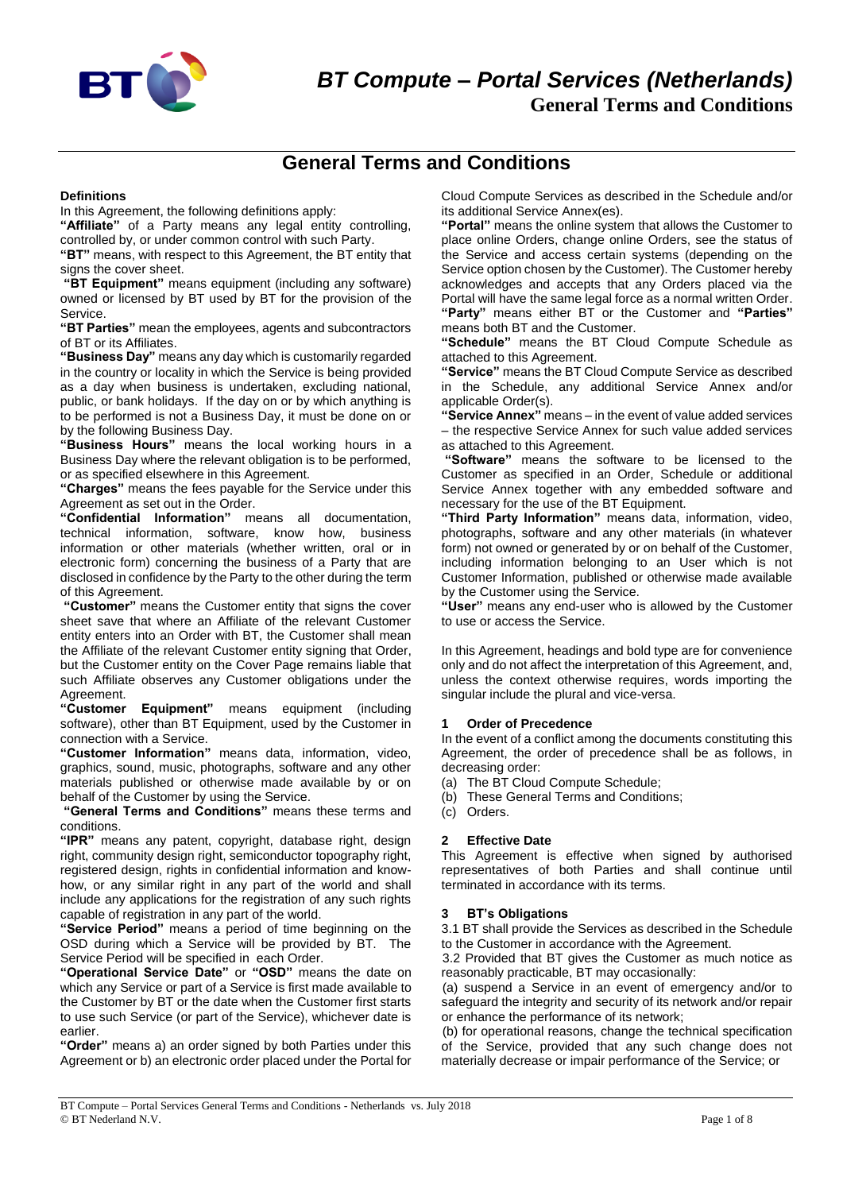# General Terms and Conditions

### Definitions

In this Agreement, the following definitions apply:

**"Affiliate"** of a Party means any legal entity controlling, controlled by, or under common control with such Party.

**"BT"** means, with respect to this Agreement, the BT entity that signs the cover sheet.

**"BT Equipment"** means equipment (including any software) owned or licensed by BT used by BT for the provision of the Service.

**"BT Parties"** mean the employees, agents and subcontractors of BT or its Affiliates.

**"Business Day"** means any day which is customarily regarded in the country or locality in which the Service is being provided as a day when business is undertaken, excluding national, public, or bank holidays. If the day on or by which anything is to be performed is not a Business Day, it must be done on or by the following Business Day.

**"Business Hours"** means the local working hours in a Business Day where the relevant obligation is to be performed, or as specified elsewhere in this Agreement.

**"Charges"** means the fees payable for the Service under this Agreement as set out in the Order.

**"Confidential Information"** means all documentation, technical information, software, know how, business information or other materials (whether written, oral or in electronic form) concerning the business of a Party that are disclosed in confidence by the Party to the other during the term of this Agreement.

**"Customer"** means the Customer entity that signs the cover sheet save that where an Affiliate of the relevant Customer entity enters into an Order with BT, the Customer shall mean the Affiliate of the relevant Customer entity signing that Order, but the Customer entity on the Cover Page remains liable that such Affiliate observes any Customer obligations under the Agreement.

**"Customer Equipment"** means equipment (including software), other than BT Equipment, used by the Customer in connection with a Service.

**"Customer Information"** means data, information, video, graphics, sound, music, photographs, software and any other materials published or otherwise made available by or on behalf of the Customer by using the Service.

**"General Terms and Conditions"** means these terms and conditions.

**"IPR"** means any patent, copyright, database right, design right, community design right, semiconductor topography right, registered design, rights in confidential information and know-how, or any similar right in any part of the world and shall include any applications for the registration of any such rights capable of registration in any part of the world.

**"Service Period"** means a period of time beginning on the OSD during which a Service will be provided by BT. The Service Period will be specified in each Order.

**"Operational Service Date"** or **"OSD"** means the date on which any Service or part of a Service is first made available to the Customer by BT or the date when the Customer first starts to use such Service (or part of the Service), whichever date is earlier.

**"Order"** means a) an order signed by both Parties under this Agreement or b) an electronic order placed under the Portal for Cloud Compute Services as described in the Schedule and/or its additional Service Annex(es).

**"Portal"** means the online system that allows the Customer to place online Orders, change online Orders, see the status of the Service and access certain systems (depending on the Service option chosen by the Customer). The Customer hereby acknowledges and accepts that any Orders placed via the Portal will have the same legal force as a normal written Order.

**"Party"** means either BT or the Customer and **"Parties"** means both BT and the Customer.

**"Schedule"** means the BT Cloud Compute Schedule as attached to this Agreement.

**"Service"** means the BT Cloud Compute Service as described in the Schedule, any additional Service Annex and/or applicable Order(s).

**"Service Annex"** means – in the event of value added services – the respective Service Annex for such value added services as attached to this Agreement.

**"Software"** means the software to be licensed to the Customer as specified in an Order, Schedule or additional Service Annex together with any embedded software and necessary for the use of the BT Equipment.

**"Third Party Information"** means data, information, video, photographs, software and any other materials (in whatever form) not owned or generated by or on behalf of the Customer, including information belonging to an User which is not Customer Information, published or otherwise made available by the Customer using the Service.

**"User"** means any end-user who is allowed by the Customer to use or access the Service.

In this Agreement, headings and bold type are for convenience only and do not affect the interpretation of this Agreement, and, unless the context otherwise requires, words importing the singular include the plural and vice-versa.

### 1 Order of Precedence

In the event of a conflict among the documents constituting this Agreement, the order of precedence shall be as follows, in decreasing order:

(a) The BT Cloud Compute Schedule;
(b) These General Terms and Conditions;
(c) Orders.

### 2 Effective Date

This Agreement is effective when signed by authorised representatives of both Parties and shall continue until terminated in accordance with its terms.

### 3 BT's Obligations

3.1 BT shall provide the Services as described in the Schedule to the Customer in accordance with the Agreement.

3.2 Provided that BT gives the Customer as much notice as reasonably practicable, BT may occasionally:

(a) suspend a Service in an event of emergency and/or to safeguard the integrity and security of its network and/or repair or enhance the performance of its network;

(b) for operational reasons, change the technical specification of the Service, provided that any such change does not materially decrease or impair performance of the Service; or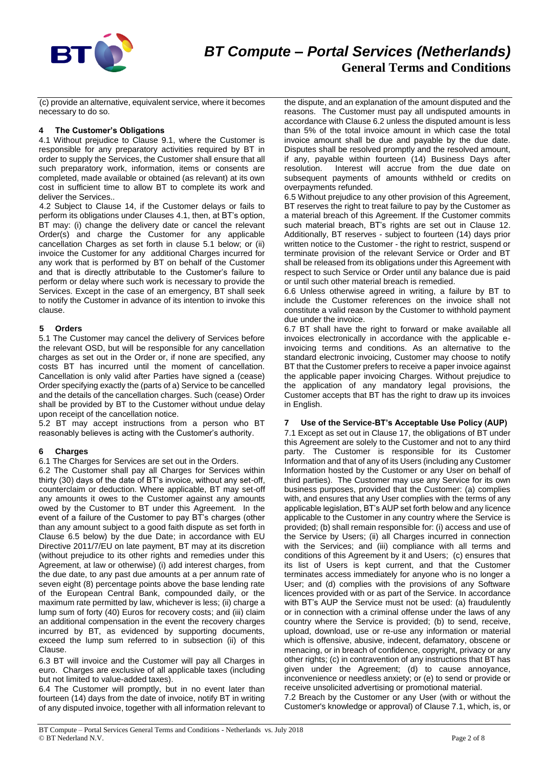(c) provide an alternative, equivalent service, where it becomes necessary to do so.

## 4 The Customer's Obligations

4.1 Without prejudice to Clause 9.1, where the Customer is responsible for any preparatory activities required by BT in order to supply the Services, the Customer shall ensure that all such preparatory work, information, items or consents are completed, made available or obtained (as relevant) at its own cost in sufficient time to allow BT to complete its work and deliver the Services..

4.2 Subject to Clause 14, if the Customer delays or fails to perform its obligations under Clauses 4.1, then, at BT's option, BT may: (i) change the delivery date or cancel the relevant Order(s) and charge the Customer for any applicable cancellation Charges as set forth in clause 5.1 below; or (ii) invoice the Customer for any additional Charges incurred for any work that is performed by BT on behalf of the Customer and that is directly attributable to the Customer's failure to perform or delay where such work is necessary to provide the Services. Except in the case of an emergency, BT shall seek to notify the Customer in advance of its intention to invoke this clause.

## 5 Orders

5.1 The Customer may cancel the delivery of Services before the relevant OSD, but will be responsible for any cancellation charges as set out in the Order or, if none are specified, any costs BT has incurred until the moment of cancellation. Cancellation is only valid after Parties have signed a (cease) Order specifying exactly the (parts of a) Service to be cancelled and the details of the cancellation charges. Such (cease) Order shall be provided by BT to the Customer without undue delay upon receipt of the cancellation notice.

5.2 BT may accept instructions from a person who BT reasonably believes is acting with the Customer's authority.

## 6 Charges

6.1 The Charges for Services are set out in the Orders.

6.2 The Customer shall pay all Charges for Services within thirty (30) days of the date of BT's invoice, without any set-off, counterclaim or deduction. Where applicable, BT may set-off any amounts it owes to the Customer against any amounts owed by the Customer to BT under this Agreement. In the event of a failure of the Customer to pay BT's charges (other than any amount subject to a good faith dispute as set forth in Clause 6.5 below) by the due Date; in accordance with EU Directive 2011/7/EU on late payment, BT may at its discretion (without prejudice to its other rights and remedies under this Agreement, at law or otherwise) (i) add interest charges, from the due date, to any past due amounts at a per annum rate of seven eight (8) percentage points above the base lending rate of the European Central Bank, compounded daily, or the maximum rate permitted by law, whichever is less; (ii) charge a lump sum of forty (40) Euros for recovery costs; and (iii) claim an additional compensation in the event the recovery charges incurred by BT, as evidenced by supporting documents, exceed the lump sum referred to in subsection (ii) of this Clause.

6.3 BT will invoice and the Customer will pay all Charges in euro. Charges are exclusive of all applicable taxes (including but not limited to value-added taxes).

6.4 The Customer will promptly, but in no event later than fourteen (14) days from the date of invoice, notify BT in writing of any disputed invoice, together with all information relevant to the dispute, and an explanation of the amount disputed and the reasons. The Customer must pay all undisputed amounts in accordance with Clause 6.2 unless the disputed amount is less than 5% of the total invoice amount in which case the total invoice amount shall be due and payable by the due date. Disputes shall be resolved promptly and the resolved amount, if any, payable within fourteen (14) Business Days after resolution. Interest will accrue from the due date on subsequent payments of amounts withheld or credits on overpayments refunded.

6.5 Without prejudice to any other provision of this Agreement, BT reserves the right to treat failure to pay by the Customer as a material breach of this Agreement. If the Customer commits such material breach, BT's rights are set out in Clause 12. Additionally, BT reserves - subject to fourteen (14) days prior written notice to the Customer - the right to restrict, suspend or terminate provision of the relevant Service or Order and BT shall be released from its obligations under this Agreement with respect to such Service or Order until any balance due is paid or until such other material breach is remedied.

6.6 Unless otherwise agreed in writing, a failure by BT to include the Customer references on the invoice shall not constitute a valid reason by the Customer to withhold payment due under the invoice.

6.7 BT shall have the right to forward or make available all invoices electronically in accordance with the applicable e-invoicing terms and conditions. As an alternative to the standard electronic invoicing, Customer may choose to notify BT that the Customer prefers to receive a paper invoice against the applicable paper invoicing Charges. Without prejudice to the application of any mandatory legal provisions, the Customer accepts that BT has the right to draw up its invoices in English.

## 7 Use of the Service-BT's Acceptable Use Policy (AUP)

7.1 Except as set out in Clause 17, the obligations of BT under this Agreement are solely to the Customer and not to any third party. The Customer is responsible for its Customer Information and that of any of its Users (including any Customer Information hosted by the Customer or any User on behalf of third parties). The Customer may use any Service for its own business purposes, provided that the Customer: (a) complies with, and ensures that any User complies with the terms of any applicable legislation, BT's AUP set forth below and any licence applicable to the Customer in any country where the Service is provided; (b) shall remain responsible for: (i) access and use of the Service by Users; (ii) all Charges incurred in connection with the Services; and (iii) compliance with all terms and conditions of this Agreement by it and Users; (c) ensures that its list of Users is kept current, and that the Customer terminates access immediately for anyone who is no longer a User; and (d) complies with the provisions of any Software licences provided with or as part of the Service. In accordance with BT's AUP the Service must not be used: (a) fraudulently or in connection with a criminal offense under the laws of any country where the Service is provided; (b) to send, receive, upload, download, use or re-use any information or material which is offensive, abusive, indecent, defamatory, obscene or menacing, or in breach of confidence, copyright, privacy or any other rights; (c) in contravention of any instructions that BT has given under the Agreement; (d) to cause annoyance, inconvenience or needless anxiety; or (e) to send or provide or receive unsolicited advertising or promotional material.

7.2 Breach by the Customer or any User (with or without the Customer's knowledge or approval) of Clause 7.1, which, is, or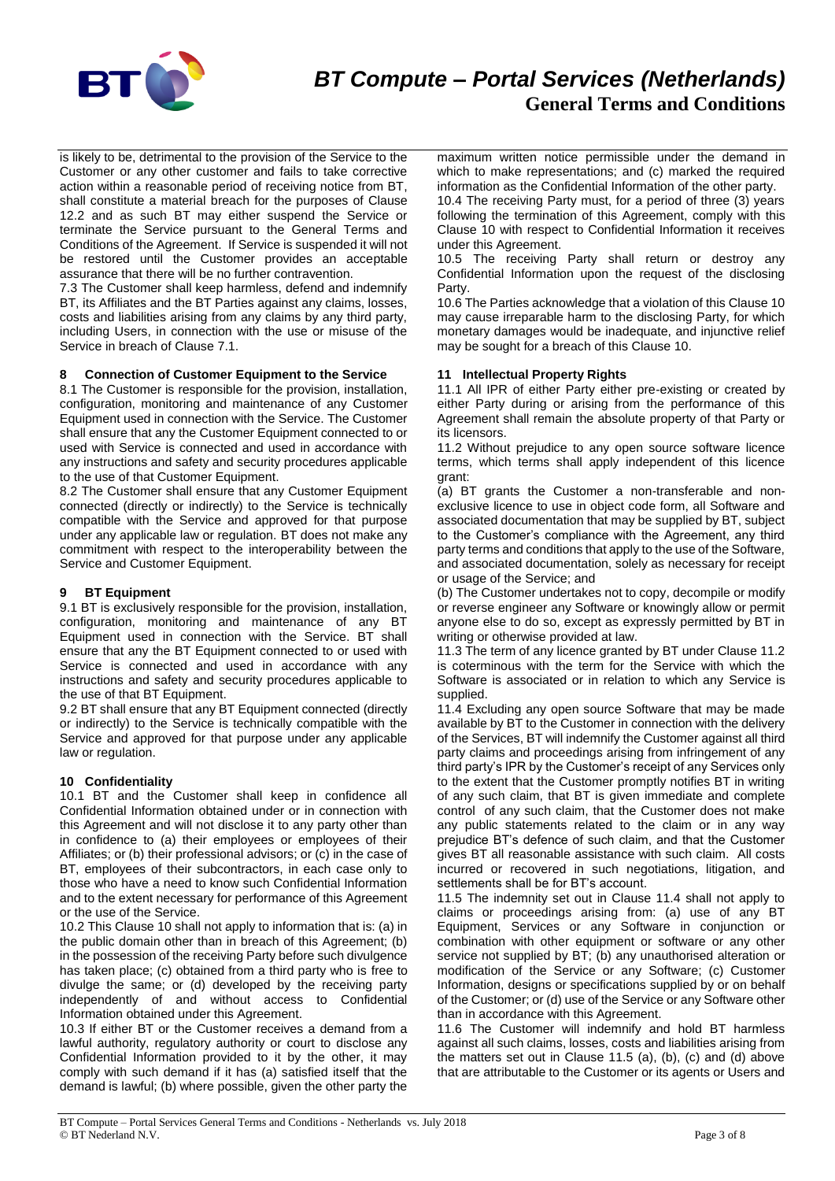is likely to be, detrimental to the provision of the Service to the Customer or any other customer and fails to take corrective action within a reasonable period of receiving notice from BT, shall constitute a material breach for the purposes of Clause 12.2 and as such BT may either suspend the Service or terminate the Service pursuant to the General Terms and Conditions of the Agreement. If Service is suspended it will not be restored until the Customer provides an acceptable assurance that there will be no further contravention.

7.3 The Customer shall keep harmless, defend and indemnify BT, its Affiliates and the BT Parties against any claims, losses, costs and liabilities arising from any claims by any third party, including Users, in connection with the use or misuse of the Service in breach of Clause 7.1.

## 8 Connection of Customer Equipment to the Service

8.1 The Customer is responsible for the provision, installation, configuration, monitoring and maintenance of any Customer Equipment used in connection with the Service. The Customer shall ensure that any the Customer Equipment connected to or used with Service is connected and used in accordance with any instructions and safety and security procedures applicable to the use of that Customer Equipment.

8.2 The Customer shall ensure that any Customer Equipment connected (directly or indirectly) to the Service is technically compatible with the Service and approved for that purpose under any applicable law or regulation. BT does not make any commitment with respect to the interoperability between the Service and Customer Equipment.

## 9 BT Equipment

9.1 BT is exclusively responsible for the provision, installation, configuration, monitoring and maintenance of any BT Equipment used in connection with the Service. BT shall ensure that any the BT Equipment connected to or used with Service is connected and used in accordance with any instructions and safety and security procedures applicable to the use of that BT Equipment.

9.2 BT shall ensure that any BT Equipment connected (directly or indirectly) to the Service is technically compatible with the Service and approved for that purpose under any applicable law or regulation.

## 10 Confidentiality

10.1 BT and the Customer shall keep in confidence all Confidential Information obtained under or in connection with this Agreement and will not disclose it to any party other than in confidence to (a) their employees or employees of their Affiliates; or (b) their professional advisors; or (c) in the case of BT, employees of their subcontractors, in each case only to those who have a need to know such Confidential Information and to the extent necessary for performance of this Agreement or the use of the Service.

10.2 This Clause 10 shall not apply to information that is: (a) in the public domain other than in breach of this Agreement; (b) in the possession of the receiving Party before such divulgence has taken place; (c) obtained from a third party who is free to divulge the same; or (d) developed by the receiving party independently of and without access to Confidential Information obtained under this Agreement.

10.3 If either BT or the Customer receives a demand from a lawful authority, regulatory authority or court to disclose any Confidential Information provided to it by the other, it may comply with such demand if it has (a) satisfied itself that the demand is lawful; (b) where possible, given the other party the maximum written notice permissible under the demand in which to make representations; and (c) marked the required information as the Confidential Information of the other party.

10.4 The receiving Party must, for a period of three (3) years following the termination of this Agreement, comply with this Clause 10 with respect to Confidential Information it receives under this Agreement.

10.5 The receiving Party shall return or destroy any Confidential Information upon the request of the disclosing Party.

10.6 The Parties acknowledge that a violation of this Clause 10 may cause irreparable harm to the disclosing Party, for which monetary damages would be inadequate, and injunctive relief may be sought for a breach of this Clause 10.

## 11 Intellectual Property Rights

11.1 All IPR of either Party either pre-existing or created by either Party during or arising from the performance of this Agreement shall remain the absolute property of that Party or its licensors.

11.2 Without prejudice to any open source software licence terms, which terms shall apply independent of this licence grant:

(a) BT grants the Customer a non-transferable and non-exclusive licence to use in object code form, all Software and associated documentation that may be supplied by BT, subject to the Customer's compliance with the Agreement, any third party terms and conditions that apply to the use of the Software, and associated documentation, solely as necessary for receipt or usage of the Service; and

(b) The Customer undertakes not to copy, decompile or modify or reverse engineer any Software or knowingly allow or permit anyone else to do so, except as expressly permitted by BT in writing or otherwise provided at law.

11.3 The term of any licence granted by BT under Clause 11.2 is coterminous with the term for the Service with which the Software is associated or in relation to which any Service is supplied.

11.4 Excluding any open source Software that may be made available by BT to the Customer in connection with the delivery of the Services, BT will indemnify the Customer against all third party claims and proceedings arising from infringement of any third party's IPR by the Customer's receipt of any Services only to the extent that the Customer promptly notifies BT in writing of any such claim, that BT is given immediate and complete control of any such claim, that the Customer does not make any public statements related to the claim or in any way prejudice BT's defence of such claim, and that the Customer gives BT all reasonable assistance with such claim. All costs incurred or recovered in such negotiations, litigation, and settlements shall be for BT's account.

11.5 The indemnity set out in Clause 11.4 shall not apply to claims or proceedings arising from: (a) use of any BT Equipment, Services or any Software in conjunction or combination with other equipment or software or any other service not supplied by BT; (b) any unauthorised alteration or modification of the Service or any Software; (c) Customer Information, designs or specifications supplied by or on behalf of the Customer; or (d) use of the Service or any Software other than in accordance with this Agreement.

11.6 The Customer will indemnify and hold BT harmless against all such claims, losses, costs and liabilities arising from the matters set out in Clause 11.5 (a), (b), (c) and (d) above that are attributable to the Customer or its agents or Users and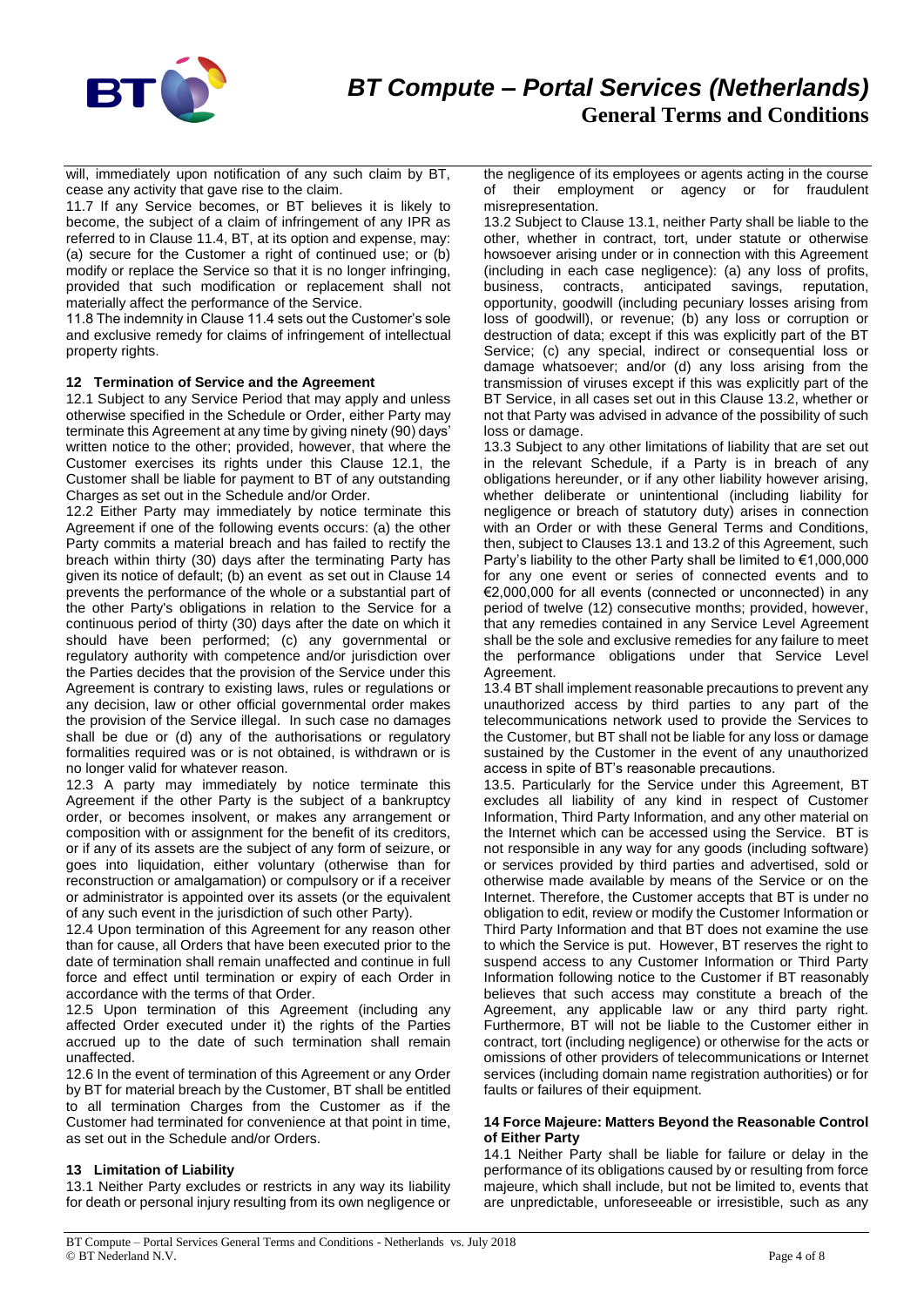will, immediately upon notification of any such claim by BT, cease any activity that gave rise to the claim.

11.7 If any Service becomes, or BT believes it is likely to become, the subject of a claim of infringement of any IPR as referred to in Clause 11.4, BT, at its option and expense, may: (a) secure for the Customer a right of continued use; or (b) modify or replace the Service so that it is no longer infringing, provided that such modification or replacement shall not materially affect the performance of the Service.

11.8 The indemnity in Clause 11.4 sets out the Customer's sole and exclusive remedy for claims of infringement of intellectual property rights.

### 12 Termination of Service and the Agreement

12.1 Subject to any Service Period that may apply and unless otherwise specified in the Schedule or Order, either Party may terminate this Agreement at any time by giving ninety (90) days' written notice to the other; provided, however, that where the Customer exercises its rights under this Clause 12.1, the Customer shall be liable for payment to BT of any outstanding Charges as set out in the Schedule and/or Order.

12.2 Either Party may immediately by notice terminate this Agreement if one of the following events occurs: (a) the other Party commits a material breach and has failed to rectify the breach within thirty (30) days after the terminating Party has given its notice of default; (b) an event as set out in Clause 14 prevents the performance of the whole or a substantial part of the other Party's obligations in relation to the Service for a continuous period of thirty (30) days after the date on which it should have been performed; (c) any governmental or regulatory authority with competence and/or jurisdiction over the Parties decides that the provision of the Service under this Agreement is contrary to existing laws, rules or regulations or any decision, law or other official governmental order makes the provision of the Service illegal. In such case no damages shall be due or (d) any of the authorisations or regulatory formalities required was or is not obtained, is withdrawn or is no longer valid for whatever reason.

12.3 A party may immediately by notice terminate this Agreement if the other Party is the subject of a bankruptcy order, or becomes insolvent, or makes any arrangement or composition with or assignment for the benefit of its creditors, or if any of its assets are the subject of any form of seizure, or goes into liquidation, either voluntary (otherwise than for reconstruction or amalgamation) or compulsory or if a receiver or administrator is appointed over its assets (or the equivalent of any such event in the jurisdiction of such other Party).

12.4 Upon termination of this Agreement for any reason other than for cause, all Orders that have been executed prior to the date of termination shall remain unaffected and continue in full force and effect until termination or expiry of each Order in accordance with the terms of that Order.

12.5 Upon termination of this Agreement (including any affected Order executed under it) the rights of the Parties accrued up to the date of such termination shall remain unaffected.

12.6 In the event of termination of this Agreement or any Order by BT for material breach by the Customer, BT shall be entitled to all termination Charges from the Customer as if the Customer had terminated for convenience at that point in time, as set out in the Schedule and/or Orders.

### 13 Limitation of Liability

13.1 Neither Party excludes or restricts in any way its liability for death or personal injury resulting from its own negligence or the negligence of its employees or agents acting in the course of their employment or agency or for fraudulent misrepresentation.

13.2 Subject to Clause 13.1, neither Party shall be liable to the other, whether in contract, tort, under statute or otherwise howsoever arising under or in connection with this Agreement (including in each case negligence): (a) any loss of profits, business, contracts, anticipated savings, reputation, opportunity, goodwill (including pecuniary losses arising from loss of goodwill), or revenue; (b) any loss or corruption or destruction of data; except if this was explicitly part of the BT Service; (c) any special, indirect or consequential loss or damage whatsoever; and/or (d) any loss arising from the transmission of viruses except if this was explicitly part of the BT Service, in all cases set out in this Clause 13.2, whether or not that Party was advised in advance of the possibility of such loss or damage.

13.3 Subject to any other limitations of liability that are set out in the relevant Schedule, if a Party is in breach of any obligations hereunder, or if any other liability however arising, whether deliberate or unintentional (including liability for negligence or breach of statutory duty) arises in connection with an Order or with these General Terms and Conditions, then, subject to Clauses 13.1 and 13.2 of this Agreement, such Party's liability to the other Party shall be limited to €1,000,000 for any one event or series of connected events and to €2,000,000 for all events (connected or unconnected) in any period of twelve (12) consecutive months; provided, however, that any remedies contained in any Service Level Agreement shall be the sole and exclusive remedies for any failure to meet the performance obligations under that Service Level Agreement.

13.4 BT shall implement reasonable precautions to prevent any unauthorized access by third parties to any part of the telecommunications network used to provide the Services to the Customer, but BT shall not be liable for any loss or damage sustained by the Customer in the event of any unauthorized access in spite of BT's reasonable precautions.

13.5. Particularly for the Service under this Agreement, BT excludes all liability of any kind in respect of Customer Information, Third Party Information, and any other material on the Internet which can be accessed using the Service. BT is not responsible in any way for any goods (including software) or services provided by third parties and advertised, sold or otherwise made available by means of the Service or on the Internet. Therefore, the Customer accepts that BT is under no obligation to edit, review or modify the Customer Information or Third Party Information and that BT does not examine the use to which the Service is put. However, BT reserves the right to suspend access to any Customer Information or Third Party Information following notice to the Customer if BT reasonably believes that such access may constitute a breach of the Agreement, any applicable law or any third party right. Furthermore, BT will not be liable to the Customer either in contract, tort (including negligence) or otherwise for the acts or omissions of other providers of telecommunications or Internet services (including domain name registration authorities) or for faults or failures of their equipment.

### 14 Force Majeure: Matters Beyond the Reasonable Control of Either Party

14.1 Neither Party shall be liable for failure or delay in the performance of its obligations caused by or resulting from force majeure, which shall include, but not be limited to, events that are unpredictable, unforeseeable or irresistible, such as any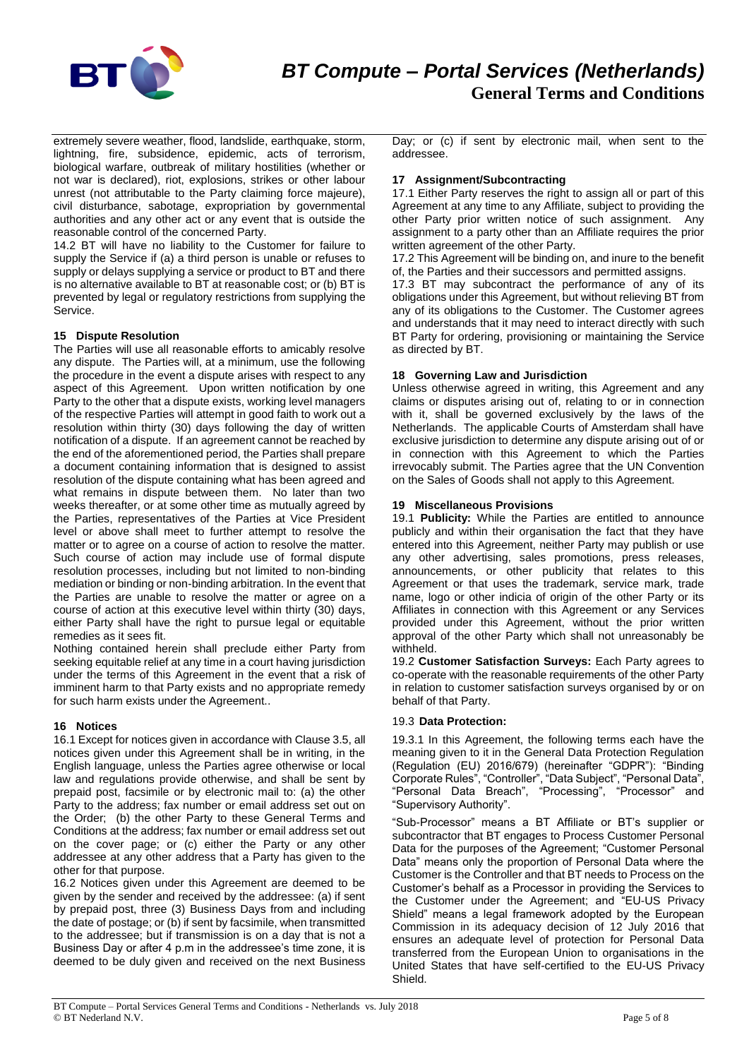extremely severe weather, flood, landslide, earthquake, storm, lightning, fire, subsidence, epidemic, acts of terrorism, biological warfare, outbreak of military hostilities (whether or not war is declared), riot, explosions, strikes or other labour unrest (not attributable to the Party claiming force majeure), civil disturbance, sabotage, expropriation by governmental authorities and any other act or any event that is outside the reasonable control of the concerned Party.

14.2 BT will have no liability to the Customer for failure to supply the Service if (a) a third person is unable or refuses to supply or delays supplying a service or product to BT and there is no alternative available to BT at reasonable cost; or (b) BT is prevented by legal or regulatory restrictions from supplying the Service.

### 15 Dispute Resolution

The Parties will use all reasonable efforts to amicably resolve any dispute. The Parties will, at a minimum, use the following the procedure in the event a dispute arises with respect to any aspect of this Agreement. Upon written notification by one Party to the other that a dispute exists, working level managers of the respective Parties will attempt in good faith to work out a resolution within thirty (30) days following the day of written notification of a dispute. If an agreement cannot be reached by the end of the aforementioned period, the Parties shall prepare a document containing information that is designed to assist resolution of the dispute containing what has been agreed and what remains in dispute between them. No later than two weeks thereafter, or at some other time as mutually agreed by the Parties, representatives of the Parties at Vice President level or above shall meet to further attempt to resolve the matter or to agree on a course of action to resolve the matter. Such course of action may include use of formal dispute resolution processes, including but not limited to non-binding mediation or binding or non-binding arbitration. In the event that the Parties are unable to resolve the matter or agree on a course of action at this executive level within thirty (30) days, either Party shall have the right to pursue legal or equitable remedies as it sees fit.

Nothing contained herein shall preclude either Party from seeking equitable relief at any time in a court having jurisdiction under the terms of this Agreement in the event that a risk of imminent harm to that Party exists and no appropriate remedy for such harm exists under the Agreement..

### 16 Notices

16.1 Except for notices given in accordance with Clause 3.5, all notices given under this Agreement shall be in writing, in the English language, unless the Parties agree otherwise or local law and regulations provide otherwise, and shall be sent by prepaid post, facsimile or by electronic mail to: (a) the other Party to the address; fax number or email address set out on the Order; (b) the other Party to these General Terms and Conditions at the address; fax number or email address set out on the cover page; or (c) either the Party or any other addressee at any other address that a Party has given to the other for that purpose.

16.2 Notices given under this Agreement are deemed to be given by the sender and received by the addressee: (a) if sent by prepaid post, three (3) Business Days from and including the date of postage; or (b) if sent by facsimile, when transmitted to the addressee; but if transmission is on a day that is not a Business Day or after 4 p.m in the addressee's time zone, it is deemed to be duly given and received on the next Business Day; or (c) if sent by electronic mail, when sent to the addressee.

### 17 Assignment/Subcontracting

17.1 Either Party reserves the right to assign all or part of this Agreement at any time to any Affiliate, subject to providing the other Party prior written notice of such assignment. Any assignment to a party other than an Affiliate requires the prior written agreement of the other Party.

17.2 This Agreement will be binding on, and inure to the benefit of, the Parties and their successors and permitted assigns.

17.3 BT may subcontract the performance of any of its obligations under this Agreement, but without relieving BT from any of its obligations to the Customer. The Customer agrees and understands that it may need to interact directly with such BT Party for ordering, provisioning or maintaining the Service as directed by BT.

### 18 Governing Law and Jurisdiction

Unless otherwise agreed in writing, this Agreement and any claims or disputes arising out of, relating to or in connection with it, shall be governed exclusively by the laws of the Netherlands. The applicable Courts of Amsterdam shall have exclusive jurisdiction to determine any dispute arising out of or in connection with this Agreement to which the Parties irrevocably submit. The Parties agree that the UN Convention on the Sales of Goods shall not apply to this Agreement.

### 19 Miscellaneous Provisions

19.1 **Publicity:** While the Parties are entitled to announce publicly and within their organisation the fact that they have entered into this Agreement, neither Party may publish or use any other advertising, sales promotions, press releases, announcements, or other publicity that relates to this Agreement or that uses the trademark, service mark, trade name, logo or other indicia of origin of the other Party or its Affiliates in connection with this Agreement or any Services provided under this Agreement, without the prior written approval of the other Party which shall not unreasonably be withheld.

19.2 **Customer Satisfaction Surveys:** Each Party agrees to co-operate with the reasonable requirements of the other Party in relation to customer satisfaction surveys organised by or on behalf of that Party.

19.3 **Data Protection:**

19.3.1 In this Agreement, the following terms each have the meaning given to it in the General Data Protection Regulation (Regulation (EU) 2016/679) (hereinafter "GDPR"): "Binding Corporate Rules", "Controller", "Data Subject", "Personal Data", "Personal Data Breach", "Processing", "Processor" and "Supervisory Authority".

"Sub-Processor" means a BT Affiliate or BT's supplier or subcontractor that BT engages to Process Customer Personal Data for the purposes of the Agreement; "Customer Personal Data" means only the proportion of Personal Data where the Customer is the Controller and that BT needs to Process on the Customer's behalf as a Processor in providing the Services to the Customer under the Agreement; and "EU-US Privacy Shield" means a legal framework adopted by the European Commission in its adequacy decision of 12 July 2016 that ensures an adequate level of protection for Personal Data transferred from the European Union to organisations in the United States that have self-certified to the EU-US Privacy Shield.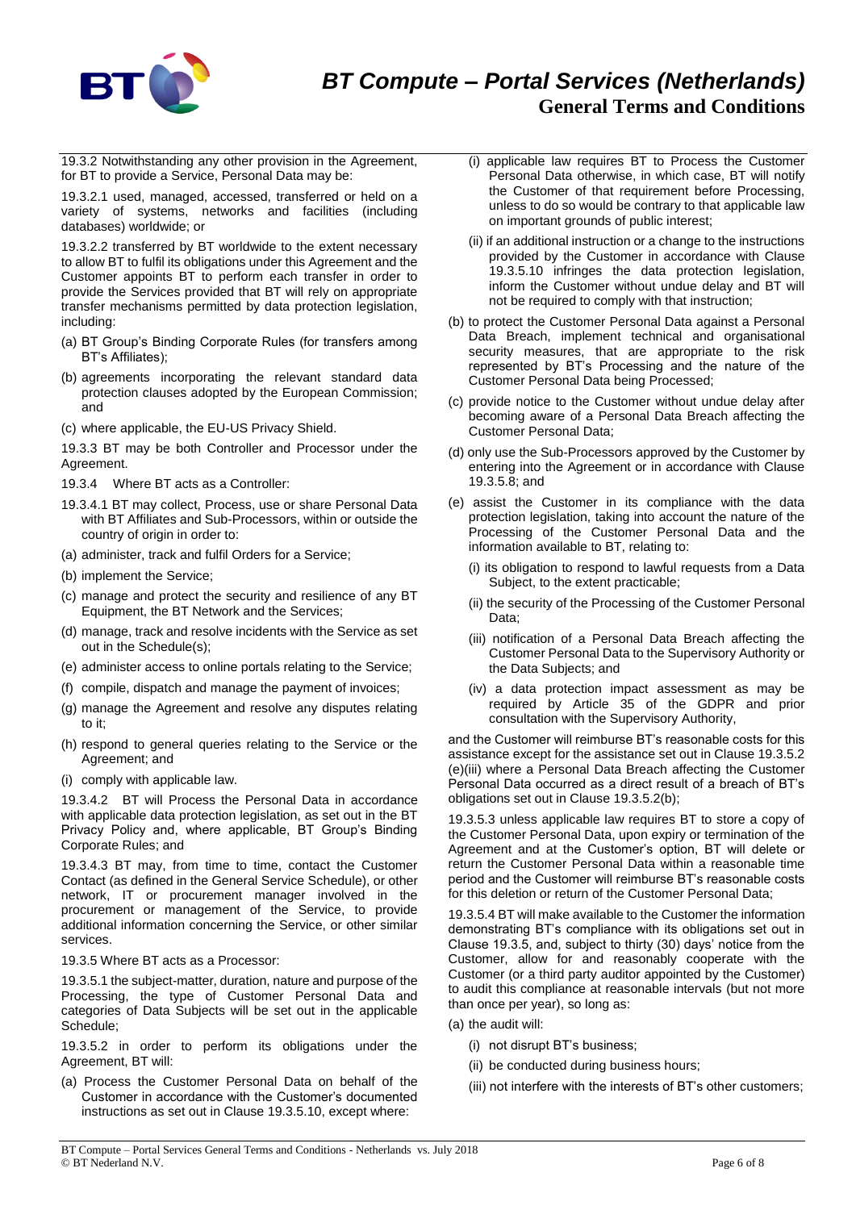19.3.2 Notwithstanding any other provision in the Agreement, for BT to provide a Service, Personal Data may be:

19.3.2.1 used, managed, accessed, transferred or held on a variety of systems, networks and facilities (including databases) worldwide; or

19.3.2.2 transferred by BT worldwide to the extent necessary to allow BT to fulfil its obligations under this Agreement and the Customer appoints BT to perform each transfer in order to provide the Services provided that BT will rely on appropriate transfer mechanisms permitted by data protection legislation, including:

(a) BT Group's Binding Corporate Rules (for transfers among BT's Affiliates);

(b) agreements incorporating the relevant standard data protection clauses adopted by the European Commission; and

(c) where applicable, the EU-US Privacy Shield.

19.3.3 BT may be both Controller and Processor under the Agreement.

19.3.4 Where BT acts as a Controller:

19.3.4.1 BT may collect, Process, use or share Personal Data with BT Affiliates and Sub-Processors, within or outside the country of origin in order to:

(a) administer, track and fulfil Orders for a Service;

(b) implement the Service;

(c) manage and protect the security and resilience of any BT Equipment, the BT Network and the Services;

(d) manage, track and resolve incidents with the Service as set out in the Schedule(s);

(e) administer access to online portals relating to the Service;

(f) compile, dispatch and manage the payment of invoices;

(g) manage the Agreement and resolve any disputes relating to it;

(h) respond to general queries relating to the Service or the Agreement; and

(i) comply with applicable law.

19.3.4.2 BT will Process the Personal Data in accordance with applicable data protection legislation, as set out in the BT Privacy Policy and, where applicable, BT Group's Binding Corporate Rules; and

19.3.4.3 BT may, from time to time, contact the Customer Contact (as defined in the General Service Schedule), or other network, IT or procurement manager involved in the procurement or management of the Service, to provide additional information concerning the Service, or other similar services.

19.3.5 Where BT acts as a Processor:

19.3.5.1 the subject-matter, duration, nature and purpose of the Processing, the type of Customer Personal Data and categories of Data Subjects will be set out in the applicable Schedule;

19.3.5.2 in order to perform its obligations under the Agreement, BT will:

(a) Process the Customer Personal Data on behalf of the Customer in accordance with the Customer's documented instructions as set out in Clause 19.3.5.10, except where:

   (i) applicable law requires BT to Process the Customer Personal Data otherwise, in which case, BT will notify the Customer of that requirement before Processing, unless to do so would be contrary to that applicable law on important grounds of public interest;

   (ii) if an additional instruction or a change to the instructions provided by the Customer in accordance with Clause 19.3.5.10 infringes the data protection legislation, inform the Customer without undue delay and BT will not be required to comply with that instruction;

(b) to protect the Customer Personal Data against a Personal Data Breach, implement technical and organisational security measures, that are appropriate to the risk represented by BT's Processing and the nature of the Customer Personal Data being Processed;

(c) provide notice to the Customer without undue delay after becoming aware of a Personal Data Breach affecting the Customer Personal Data;

(d) only use the Sub-Processors approved by the Customer by entering into the Agreement or in accordance with Clause 19.3.5.8; and

(e) assist the Customer in its compliance with the data protection legislation, taking into account the nature of the Processing of the Customer Personal Data and the information available to BT, relating to:

   (i) its obligation to respond to lawful requests from a Data Subject, to the extent practicable;

   (ii) the security of the Processing of the Customer Personal Data;

   (iii) notification of a Personal Data Breach affecting the Customer Personal Data to the Supervisory Authority or the Data Subjects; and

   (iv) a data protection impact assessment as may be required by Article 35 of the GDPR and prior consultation with the Supervisory Authority,

and the Customer will reimburse BT's reasonable costs for this assistance except for the assistance set out in Clause 19.3.5.2 (e)(iii) where a Personal Data Breach affecting the Customer Personal Data occurred as a direct result of a breach of BT's obligations set out in Clause 19.3.5.2(b);

19.3.5.3 unless applicable law requires BT to store a copy of the Customer Personal Data, upon expiry or termination of the Agreement and at the Customer's option, BT will delete or return the Customer Personal Data within a reasonable time period and the Customer will reimburse BT's reasonable costs for this deletion or return of the Customer Personal Data;

19.3.5.4 BT will make available to the Customer the information demonstrating BT's compliance with its obligations set out in Clause 19.3.5, and, subject to thirty (30) days' notice from the Customer, allow for and reasonably cooperate with the Customer (or a third party auditor appointed by the Customer) to audit this compliance at reasonable intervals (but not more than once per year), so long as:

(a) the audit will:

   (i) not disrupt BT's business;

   (ii) be conducted during business hours;

   (iii) not interfere with the interests of BT's other customers;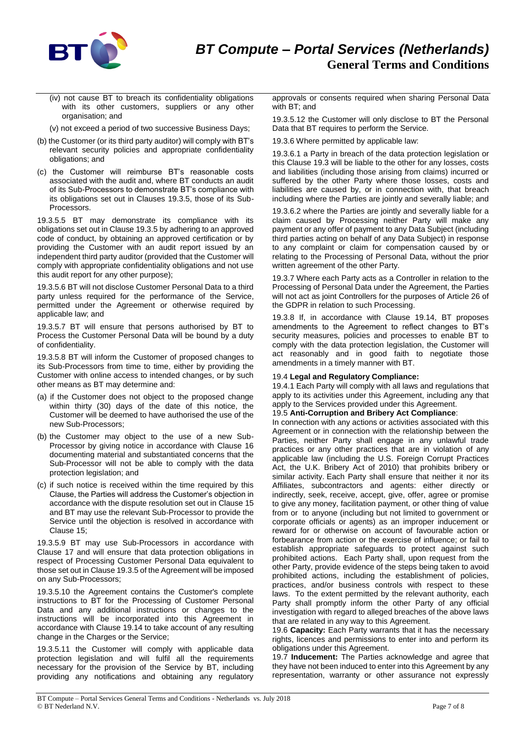(iv) not cause BT to breach its confidentiality obligations with its other customers, suppliers or any other organisation; and

(v) not exceed a period of two successive Business Days;

(b) the Customer (or its third party auditor) will comply with BT's relevant security policies and appropriate confidentiality obligations; and

(c) the Customer will reimburse BT's reasonable costs associated with the audit and, where BT conducts an audit of its Sub-Processors to demonstrate BT's compliance with its obligations set out in Clauses 19.3.5, those of its Sub-Processors.

19.3.5.5 BT may demonstrate its compliance with its obligations set out in Clause 19.3.5 by adhering to an approved code of conduct, by obtaining an approved certification or by providing the Customer with an audit report issued by an independent third party auditor (provided that the Customer will comply with appropriate confidentiality obligations and not use this audit report for any other purpose);

19.3.5.6 BT will not disclose Customer Personal Data to a third party unless required for the performance of the Service, permitted under the Agreement or otherwise required by applicable law; and

19.3.5.7 BT will ensure that persons authorised by BT to Process the Customer Personal Data will be bound by a duty of confidentiality.

19.3.5.8 BT will inform the Customer of proposed changes to its Sub-Processors from time to time, either by providing the Customer with online access to intended changes, or by such other means as BT may determine and:

(a) if the Customer does not object to the proposed change within thirty (30) days of the date of this notice, the Customer will be deemed to have authorised the use of the new Sub-Processors;

(b) the Customer may object to the use of a new Sub-Processor by giving notice in accordance with Clause 16 documenting material and substantiated concerns that the Sub-Processor will not be able to comply with the data protection legislation; and

(c) if such notice is received within the time required by this Clause, the Parties will address the Customer's objection in accordance with the dispute resolution set out in Clause 15 and BT may use the relevant Sub-Processor to provide the Service until the objection is resolved in accordance with Clause 15;

19.3.5.9 BT may use Sub-Processors in accordance with Clause 17 and will ensure that data protection obligations in respect of Processing Customer Personal Data equivalent to those set out in Clause 19.3.5 of the Agreement will be imposed on any Sub-Processors;

19.3.5.10 the Agreement contains the Customer's complete instructions to BT for the Processing of Customer Personal Data and any additional instructions or changes to the instructions will be incorporated into this Agreement in accordance with Clause 19.14 to take account of any resulting change in the Charges or the Service;

19.3.5.11 the Customer will comply with applicable data protection legislation and will fulfil all the requirements necessary for the provision of the Service by BT, including providing any notifications and obtaining any regulatory approvals or consents required when sharing Personal Data with BT; and

19.3.5.12 the Customer will only disclose to BT the Personal Data that BT requires to perform the Service.

19.3.6 Where permitted by applicable law:

19.3.6.1 a Party in breach of the data protection legislation or this Clause 19.3 will be liable to the other for any losses, costs and liabilities (including those arising from claims) incurred or suffered by the other Party where those losses, costs and liabilities are caused by, or in connection with, that breach including where the Parties are jointly and severally liable; and

19.3.6.2 where the Parties are jointly and severally liable for a claim caused by Processing neither Party will make any payment or any offer of payment to any Data Subject (including third parties acting on behalf of any Data Subject) in response to any complaint or claim for compensation caused by or relating to the Processing of Personal Data, without the prior written agreement of the other Party.

19.3.7 Where each Party acts as a Controller in relation to the Processing of Personal Data under the Agreement, the Parties will not act as joint Controllers for the purposes of Article 26 of the GDPR in relation to such Processing.

19.3.8 If, in accordance with Clause 19.14, BT proposes amendments to the Agreement to reflect changes to BT's security measures, policies and processes to enable BT to comply with the data protection legislation, the Customer will act reasonably and in good faith to negotiate those amendments in a timely manner with BT.

19.4 **Legal and Regulatory Compliance:**

19.4.1 Each Party will comply with all laws and regulations that apply to its activities under this Agreement, including any that apply to the Services provided under this Agreement.

19.5 **Anti-Corruption and Bribery Act Compliance**:

In connection with any actions or activities associated with this Agreement or in connection with the relationship between the Parties, neither Party shall engage in any unlawful trade practices or any other practices that are in violation of any applicable law (including the U.S. Foreign Corrupt Practices Act, the U.K. Bribery Act of 2010) that prohibits bribery or similar activity. Each Party shall ensure that neither it nor its Affiliates, subcontractors and agents: either directly or indirectly, seek, receive, accept, give, offer, agree or promise to give any money, facilitation payment, or other thing of value from or to anyone (including but not limited to government or corporate officials or agents) as an improper inducement or reward for or otherwise on account of favourable action or forbearance from action or the exercise of influence; or fail to establish appropriate safeguards to protect against such prohibited actions. Each Party shall, upon request from the other Party, provide evidence of the steps being taken to avoid prohibited actions, including the establishment of policies, practices, and/or business controls with respect to these laws. To the extent permitted by the relevant authority, each Party shall promptly inform the other Party of any official investigation with regard to alleged breaches of the above laws that are related in any way to this Agreement.

19.6 **Capacity:** Each Party warrants that it has the necessary rights, licences and permissions to enter into and perform its obligations under this Agreement.

19.7 **Inducement:** The Parties acknowledge and agree that they have not been induced to enter into this Agreement by any representation, warranty or other assurance not expressly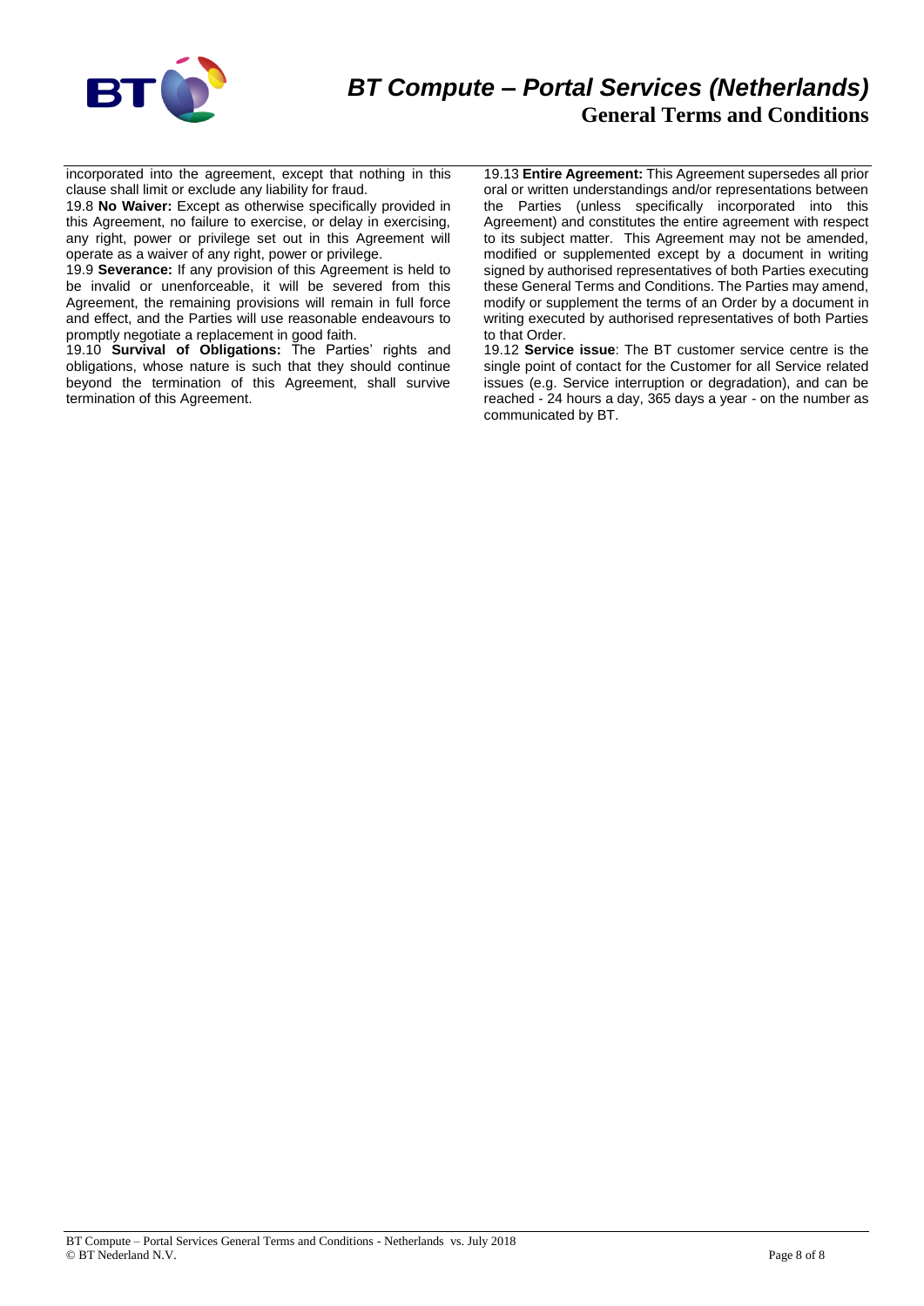incorporated into the agreement, except that nothing in this clause shall limit or exclude any liability for fraud.

19.8 **No Waiver:** Except as otherwise specifically provided in this Agreement, no failure to exercise, or delay in exercising, any right, power or privilege set out in this Agreement will operate as a waiver of any right, power or privilege.

19.9 **Severance:** If any provision of this Agreement is held to be invalid or unenforceable, it will be severed from this Agreement, the remaining provisions will remain in full force and effect, and the Parties will use reasonable endeavours to promptly negotiate a replacement in good faith.

19.10 **Survival of Obligations:** The Parties' rights and obligations, whose nature is such that they should continue beyond the termination of this Agreement, shall survive termination of this Agreement.

19.13 **Entire Agreement:** This Agreement supersedes all prior oral or written understandings and/or representations between the Parties (unless specifically incorporated into this Agreement) and constitutes the entire agreement with respect to its subject matter. This Agreement may not be amended, modified or supplemented except by a document in writing signed by authorised representatives of both Parties executing these General Terms and Conditions. The Parties may amend, modify or supplement the terms of an Order by a document in writing executed by authorised representatives of both Parties to that Order.

19.12 **Service issue**: The BT customer service centre is the single point of contact for the Customer for all Service related issues (e.g. Service interruption or degradation), and can be reached - 24 hours a day, 365 days a year - on the number as communicated by BT.